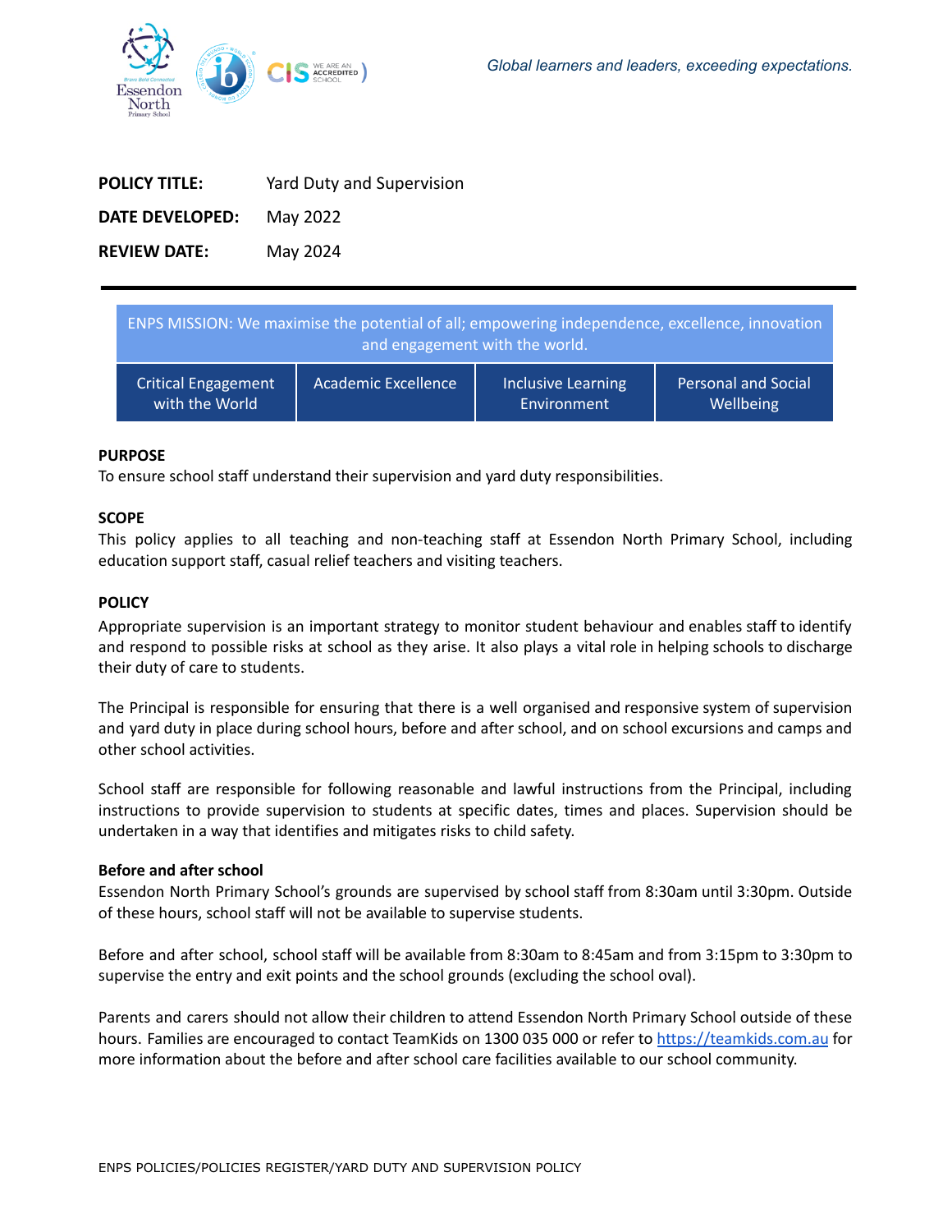*Global learners and leaders, exceeding expectations.*

| | |
|---|---|
| **POLICY TITLE:** | Yard Duty and Supervision |
| **DATE DEVELOPED:** | May 2022 |
| **REVIEW DATE:** | May 2024 |

| ENPS MISSION: We maximise the potential of all; empowering independence, excellence, innovation and engagement with the world. | | | |
|---|---|---|---|
| Critical Engagement with the World | Academic Excellence | Inclusive Learning Environment | Personal and Social Wellbeing |

**PURPOSE**

To ensure school staff understand their supervision and yard duty responsibilities.

**SCOPE**

This policy applies to all teaching and non-teaching staff at Essendon North Primary School, including education support staff, casual relief teachers and visiting teachers.

**POLICY**

Appropriate supervision is an important strategy to monitor student behaviour and enables staff to identify and respond to possible risks at school as they arise. It also plays a vital role in helping schools to discharge their duty of care to students.

The Principal is responsible for ensuring that there is a well organised and responsive system of supervision and yard duty in place during school hours, before and after school, and on school excursions and camps and other school activities.

School staff are responsible for following reasonable and lawful instructions from the Principal, including instructions to provide supervision to students at specific dates, times and places. Supervision should be undertaken in a way that identifies and mitigates risks to child safety.

**Before and after school**

Essendon North Primary School's grounds are supervised by school staff from 8:30am until 3:30pm. Outside of these hours, school staff will not be available to supervise students.

Before and after school, school staff will be available from 8:30am to 8:45am and from 3:15pm to 3:30pm to supervise the entry and exit points and the school grounds (excluding the school oval).

Parents and carers should not allow their children to attend Essendon North Primary School outside of these hours. Families are encouraged to contact TeamKids on 1300 035 000 or refer to https://teamkids.com.au for more information about the before and after school care facilities available to our school community.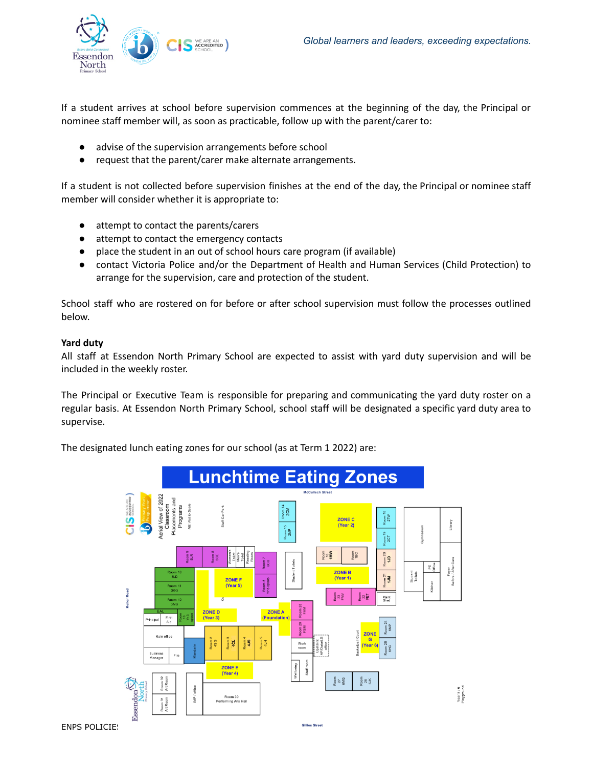If a student arrives at school before supervision commences at the beginning of the day, the Principal or nominee staff member will, as soon as practicable, follow up with the parent/carer to:

- advise of the supervision arrangements before school
- request that the parent/carer make alternate arrangements.

If a student is not collected before supervision finishes at the end of the day, the Principal or nominee staff member will consider whether it is appropriate to:

- attempt to contact the parents/carers
- attempt to contact the emergency contacts
- place the student in an out of school hours care program (if available)
- contact Victoria Police and/or the Department of Health and Human Services (Child Protection) to arrange for the supervision, care and protection of the student.

School staff who are rostered on for before or after school supervision must follow the processes outlined below.

**Yard duty**

All staff at Essendon North Primary School are expected to assist with yard duty supervision and will be included in the weekly roster.

The Principal or Executive Team is responsible for preparing and communicating the yard duty roster on a regular basis. At Essendon North Primary School, school staff will be designated a specific yard duty area to supervise.

The designated lunch eating zones for our school (as at Term 1 2022) are:

**Lunchtime Eating Zones**

- ZONE A (Foundation)
- ZONE B (Year 1)
- ZONE C (Year 2)
- ZONE D (Year 3)
- ZONE E (Year 4)
- ZONE F (Year 5)
- ZONE G (Year 6)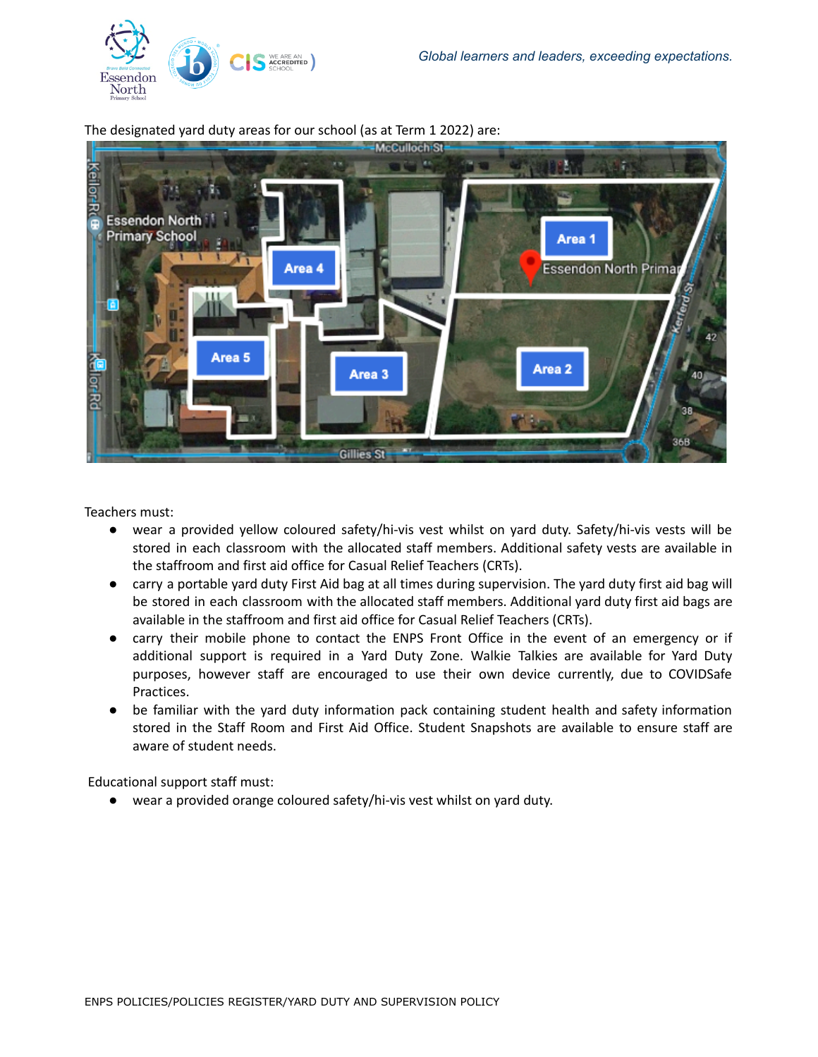The designated yard duty areas for our school (as at Term 1 2022) are:

Teachers must:

- wear a provided yellow coloured safety/hi-vis vest whilst on yard duty. Safety/hi-vis vests will be stored in each classroom with the allocated staff members. Additional safety vests are available in the staffroom and first aid office for Casual Relief Teachers (CRTs).
- carry a portable yard duty First Aid bag at all times during supervision. The yard duty first aid bag will be stored in each classroom with the allocated staff members. Additional yard duty first aid bags are available in the staffroom and first aid office for Casual Relief Teachers (CRTs).
- carry their mobile phone to contact the ENPS Front Office in the event of an emergency or if additional support is required in a Yard Duty Zone. Walkie Talkies are available for Yard Duty purposes, however staff are encouraged to use their own device currently, due to COVIDSafe Practices.
- be familiar with the yard duty information pack containing student health and safety information stored in the Staff Room and First Aid Office. Student Snapshots are available to ensure staff are aware of student needs.

Educational support staff must:

- wear a provided orange coloured safety/hi-vis vest whilst on yard duty.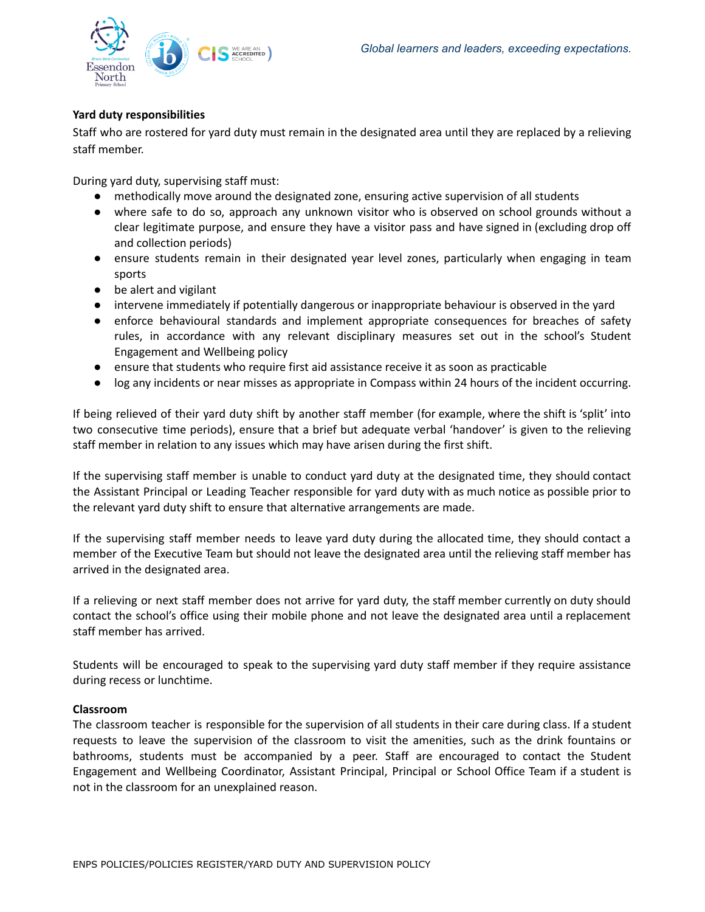**Yard duty responsibilities**

Staff who are rostered for yard duty must remain in the designated area until they are replaced by a relieving staff member.

During yard duty, supervising staff must:

- methodically move around the designated zone, ensuring active supervision of all students
- where safe to do so, approach any unknown visitor who is observed on school grounds without a clear legitimate purpose, and ensure they have a visitor pass and have signed in (excluding drop off and collection periods)
- ensure students remain in their designated year level zones, particularly when engaging in team sports
- be alert and vigilant
- intervene immediately if potentially dangerous or inappropriate behaviour is observed in the yard
- enforce behavioural standards and implement appropriate consequences for breaches of safety rules, in accordance with any relevant disciplinary measures set out in the school's Student Engagement and Wellbeing policy
- ensure that students who require first aid assistance receive it as soon as practicable
- log any incidents or near misses as appropriate in Compass within 24 hours of the incident occurring.

If being relieved of their yard duty shift by another staff member (for example, where the shift is 'split' into two consecutive time periods), ensure that a brief but adequate verbal 'handover' is given to the relieving staff member in relation to any issues which may have arisen during the first shift.

If the supervising staff member is unable to conduct yard duty at the designated time, they should contact the Assistant Principal or Leading Teacher responsible for yard duty with as much notice as possible prior to the relevant yard duty shift to ensure that alternative arrangements are made.

If the supervising staff member needs to leave yard duty during the allocated time, they should contact a member of the Executive Team but should not leave the designated area until the relieving staff member has arrived in the designated area.

If a relieving or next staff member does not arrive for yard duty, the staff member currently on duty should contact the school's office using their mobile phone and not leave the designated area until a replacement staff member has arrived.

Students will be encouraged to speak to the supervising yard duty staff member if they require assistance during recess or lunchtime.

**Classroom**

The classroom teacher is responsible for the supervision of all students in their care during class. If a student requests to leave the supervision of the classroom to visit the amenities, such as the drink fountains or bathrooms, students must be accompanied by a peer. Staff are encouraged to contact the Student Engagement and Wellbeing Coordinator, Assistant Principal, Principal or School Office Team if a student is not in the classroom for an unexplained reason.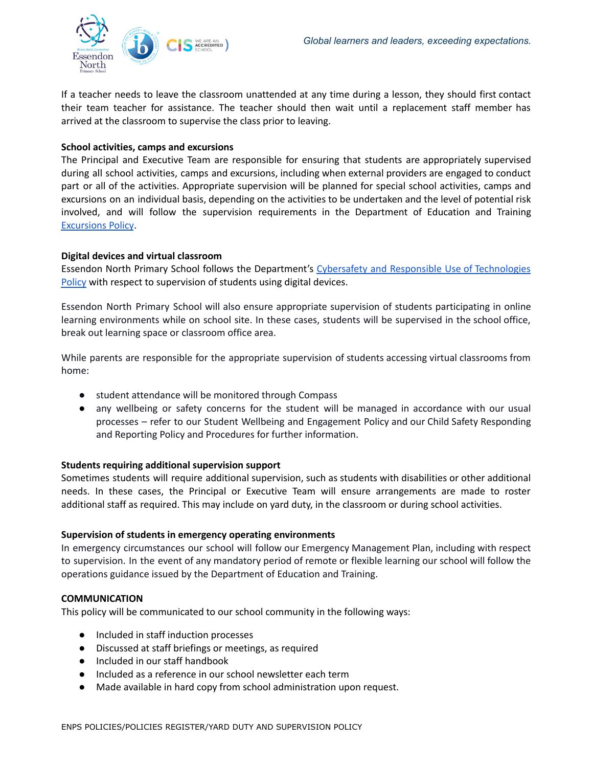If a teacher needs to leave the classroom unattended at any time during a lesson, they should first contact their team teacher for assistance. The teacher should then wait until a replacement staff member has arrived at the classroom to supervise the class prior to leaving.

**School activities, camps and excursions**

The Principal and Executive Team are responsible for ensuring that students are appropriately supervised during all school activities, camps and excursions, including when external providers are engaged to conduct part or all of the activities. Appropriate supervision will be planned for special school activities, camps and excursions on an individual basis, depending on the activities to be undertaken and the level of potential risk involved, and will follow the supervision requirements in the Department of Education and Training Excursions Policy.

**Digital devices and virtual classroom**

Essendon North Primary School follows the Department's Cybersafety and Responsible Use of Technologies Policy with respect to supervision of students using digital devices.

Essendon North Primary School will also ensure appropriate supervision of students participating in online learning environments while on school site. In these cases, students will be supervised in the school office, break out learning space or classroom office area.

While parents are responsible for the appropriate supervision of students accessing virtual classrooms from home:

- student attendance will be monitored through Compass
- any wellbeing or safety concerns for the student will be managed in accordance with our usual processes – refer to our Student Wellbeing and Engagement Policy and our Child Safety Responding and Reporting Policy and Procedures for further information.

**Students requiring additional supervision support**

Sometimes students will require additional supervision, such as students with disabilities or other additional needs. In these cases, the Principal or Executive Team will ensure arrangements are made to roster additional staff as required. This may include on yard duty, in the classroom or during school activities.

**Supervision of students in emergency operating environments**

In emergency circumstances our school will follow our Emergency Management Plan, including with respect to supervision. In the event of any mandatory period of remote or flexible learning our school will follow the operations guidance issued by the Department of Education and Training.

**COMMUNICATION**

This policy will be communicated to our school community in the following ways:

- Included in staff induction processes
- Discussed at staff briefings or meetings, as required
- Included in our staff handbook
- Included as a reference in our school newsletter each term
- Made available in hard copy from school administration upon request.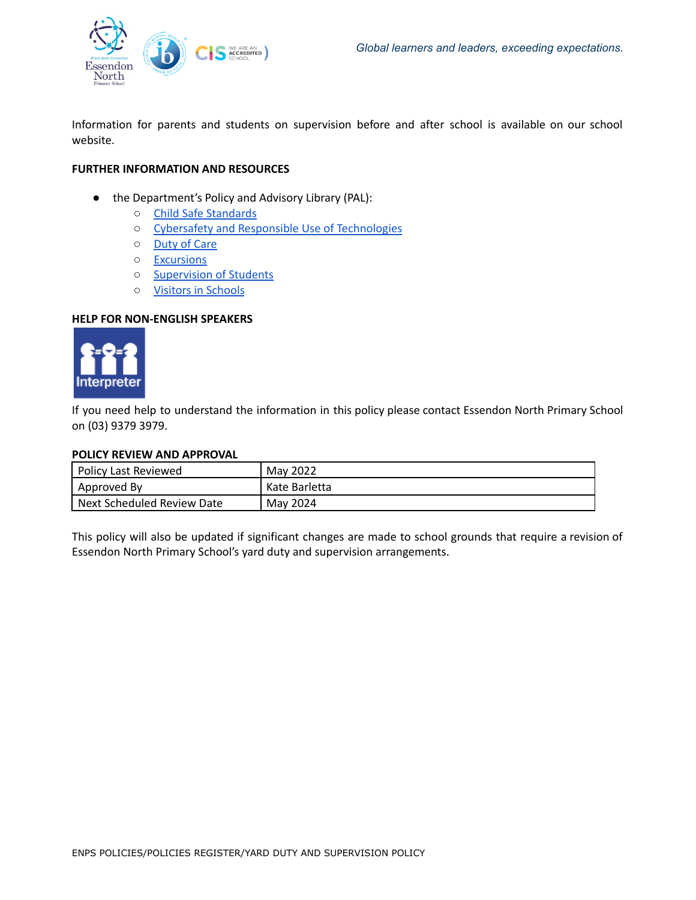Information for parents and students on supervision before and after school is available on our school website.

**FURTHER INFORMATION AND RESOURCES**

- the Department's Policy and Advisory Library (PAL):
  - Child Safe Standards
  - Cybersafety and Responsible Use of Technologies
  - Duty of Care
  - Excursions
  - Supervision of Students
  - Visitors in Schools

**HELP FOR NON-ENGLISH SPEAKERS**

Interpreter

If you need help to understand the information in this policy please contact Essendon North Primary School on (03) 9379 3979.

**POLICY REVIEW AND APPROVAL**

| | |
|---|---|
| Policy Last Reviewed | May 2022 |
| Approved By | Kate Barletta |
| Next Scheduled Review Date | May 2024 |

This policy will also be updated if significant changes are made to school grounds that require a revision of Essendon North Primary School's yard duty and supervision arrangements.